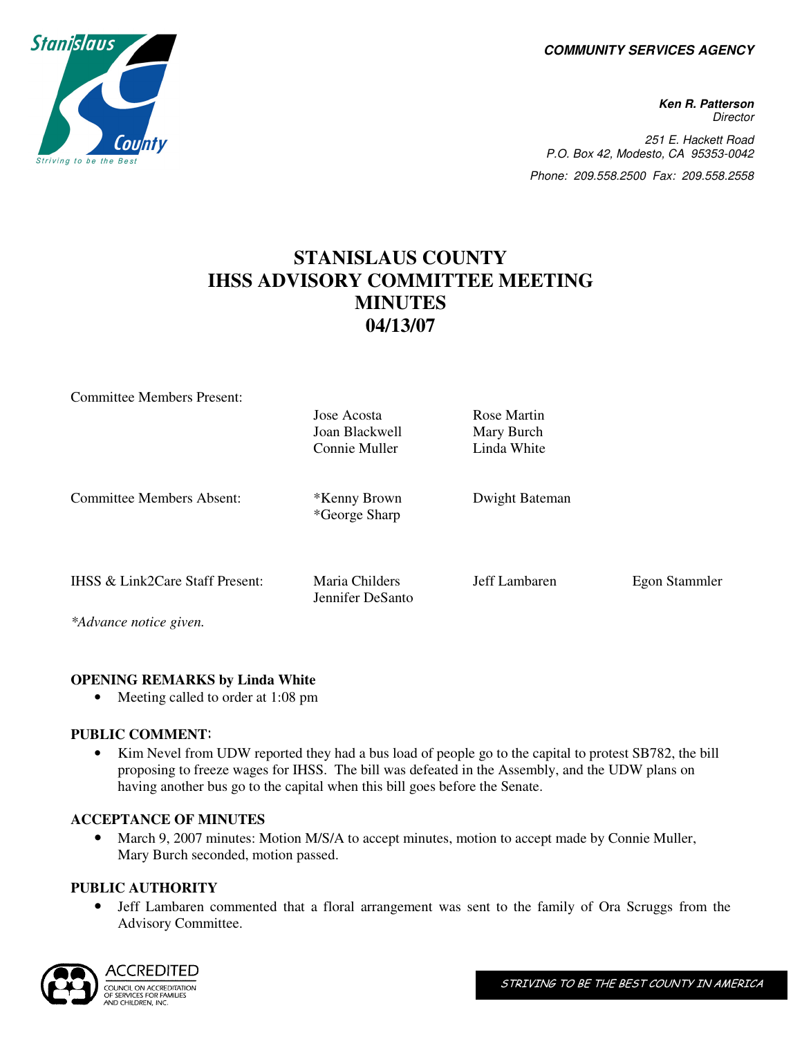COMMUNITY SERVICES AGENCY

**Ken R. Patterson**
*Director*

251 E. Hackett Road
P.O. Box 42, Modesto, CA 95353-0042
Phone: 209.558.2500 Fax: 209.558.2558

# STANISLAUS COUNTY
# IHSS ADVISORY COMMITTEE MEETING
# MINUTES
# 04/13/07

| | | | |
|---|---|---|---|
| Committee Members Present: | Jose Acosta<br>Joan Blackwell<br>Connie Muller | Rose Martin<br>Mary Burch<br>Linda White | |
| Committee Members Absent: | *Kenny Brown<br>*George Sharp | Dwight Bateman | |
| IHSS & Link2Care Staff Present: | Maria Childers<br>Jennifer DeSanto | Jeff Lambaren | Egon Stammler |

*Advance notice given.*

**OPENING REMARKS by Linda White**

- Meeting called to order at 1:08 pm

**PUBLIC COMMENT:**

- Kim Nevel from UDW reported they had a bus load of people go to the capital to protest SB782, the bill proposing to freeze wages for IHSS. The bill was defeated in the Assembly, and the UDW plans on having another bus go to the capital when this bill goes before the Senate.

**ACCEPTANCE OF MINUTES**

- March 9, 2007 minutes: Motion M/S/A to accept minutes, motion to accept made by Connie Muller, Mary Burch seconded, motion passed.

**PUBLIC AUTHORITY**

- Jeff Lambaren commented that a floral arrangement was sent to the family of Ora Scruggs from the Advisory Committee.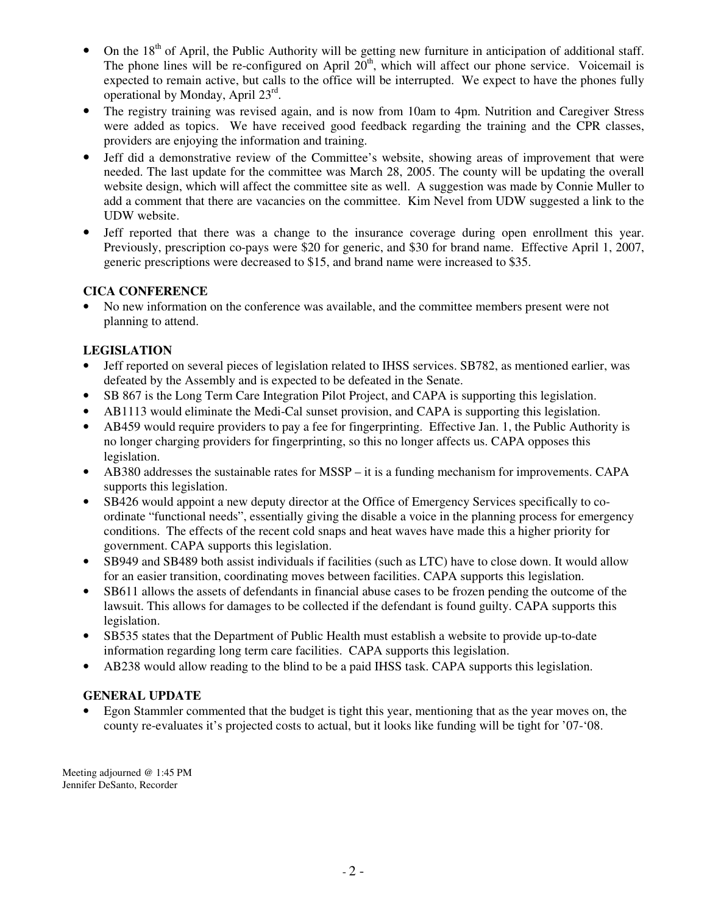- On the 18th of April, the Public Authority will be getting new furniture in anticipation of additional staff. The phone lines will be re-configured on April 20th, which will affect our phone service. Voicemail is expected to remain active, but calls to the office will be interrupted. We expect to have the phones fully operational by Monday, April 23rd.
- The registry training was revised again, and is now from 10am to 4pm. Nutrition and Caregiver Stress were added as topics. We have received good feedback regarding the training and the CPR classes, providers are enjoying the information and training.
- Jeff did a demonstrative review of the Committee's website, showing areas of improvement that were needed. The last update for the committee was March 28, 2005. The county will be updating the overall website design, which will affect the committee site as well. A suggestion was made by Connie Muller to add a comment that there are vacancies on the committee. Kim Nevel from UDW suggested a link to the UDW website.
- Jeff reported that there was a change to the insurance coverage during open enrollment this year. Previously, prescription co-pays were $20 for generic, and $30 for brand name. Effective April 1, 2007, generic prescriptions were decreased to $15, and brand name were increased to $35.

**CICA CONFERENCE**

- No new information on the conference was available, and the committee members present were not planning to attend.

**LEGISLATION**

- Jeff reported on several pieces of legislation related to IHSS services. SB782, as mentioned earlier, was defeated by the Assembly and is expected to be defeated in the Senate.
- SB 867 is the Long Term Care Integration Pilot Project, and CAPA is supporting this legislation.
- AB1113 would eliminate the Medi-Cal sunset provision, and CAPA is supporting this legislation.
- AB459 would require providers to pay a fee for fingerprinting. Effective Jan. 1, the Public Authority is no longer charging providers for fingerprinting, so this no longer affects us. CAPA opposes this legislation.
- AB380 addresses the sustainable rates for MSSP – it is a funding mechanism for improvements. CAPA supports this legislation.
- SB426 would appoint a new deputy director at the Office of Emergency Services specifically to co-ordinate "functional needs", essentially giving the disable a voice in the planning process for emergency conditions. The effects of the recent cold snaps and heat waves have made this a higher priority for government. CAPA supports this legislation.
- SB949 and SB489 both assist individuals if facilities (such as LTC) have to close down. It would allow for an easier transition, coordinating moves between facilities. CAPA supports this legislation.
- SB611 allows the assets of defendants in financial abuse cases to be frozen pending the outcome of the lawsuit. This allows for damages to be collected if the defendant is found guilty. CAPA supports this legislation.
- SB535 states that the Department of Public Health must establish a website to provide up-to-date information regarding long term care facilities. CAPA supports this legislation.
- AB238 would allow reading to the blind to be a paid IHSS task. CAPA supports this legislation.

**GENERAL UPDATE**

- Egon Stammler commented that the budget is tight this year, mentioning that as the year moves on, the county re-evaluates it's projected costs to actual, but it looks like funding will be tight for '07-'08.

Meeting adjourned @ 1:45 PM
Jennifer DeSanto, Recorder